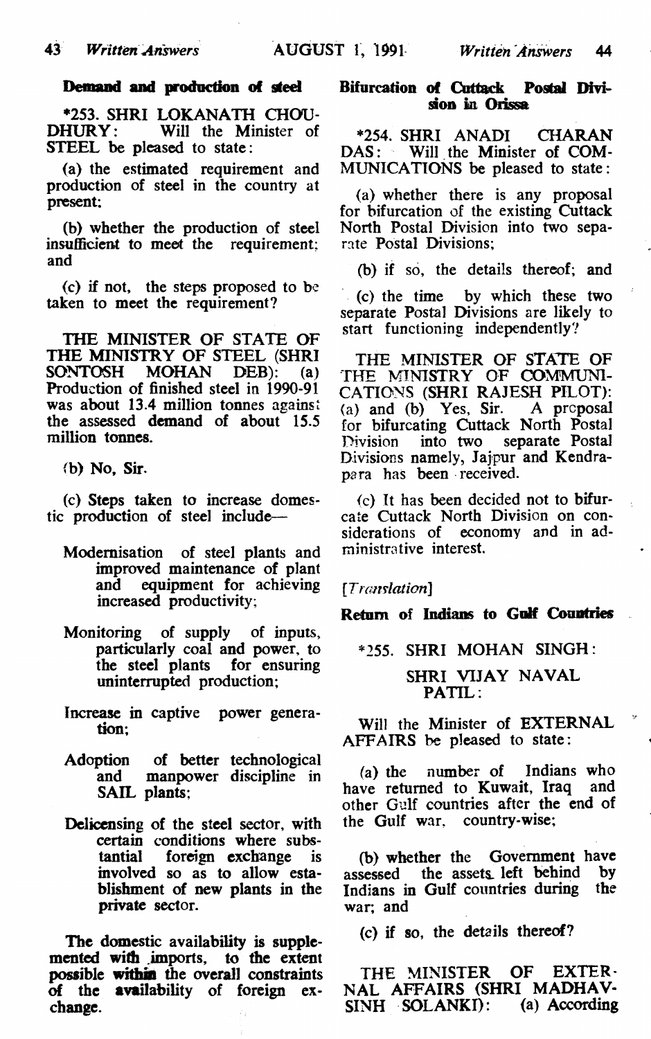## Demand and production of steel

*253. SHRI LOKANATH CHOUDHURY: Will the Minister of STEEL be pleased to state:

(a) the estimated requirement and production of steel in the country at present:

(b) whether the production of steel insufficient to meet the requirement; and

(c) if not, the steps proposed to be taken to meet the requirement?

THE MINISTER OF STATE OF THE MINISTRY OF STEEL (SHRI SONTOSH MOHAN DEB): (a) Production of finished steel in 1990-91 was about 13.4 million tonnes against the assessed demand of about 15.5 million tonnes.

(b) No, Sir.

(c) Steps taken to increase domestic production of steel include—

- Modernisation of steel plants and improved maintenance of plant and equipment for achieving increased productivity;
- Monitoring of supply of inputs, particularly coal and power, to the steel plants for ensuring uninterrupted production;
- Increase in captive power generation;
- Adoption of better technological and manpower discipline in SAIL plants;
- Delicensing of the steel sector, with certain conditions where substantial foreign exchange is involved so as to allow establishment of new plants in the private sector.

The domestic availability is supplemented with imports, to the extent possible within the overall constraints of the availability of foreign exchange.

## Bifurcation of Cuttack Postal Division in Orissa

*254. SHRI ANADI CHARAN DAS: Will the Minister of COMMUNICATIONS be pleased to state:

(a) whether there is any proposal for bifurcation of the existing Cuttack North Postal Division into two separate Postal Divisions;

(b) if so, the details thereof; and

(c) the time by which these two separate Postal Divisions are likely to start functioning independently?

THE MINISTER OF STATE OF THE MINISTRY OF COMMUNICATIONS (SHRI RAJESH PILOT): (a) and (b) Yes, Sir. A proposal for bifurcating Cuttack North Postal Division into two separate Postal Divisions namely, Jajpur and Kendrapara has been received.

(c) It has been decided not to bifurcate Cuttack North Division on considerations of economy and in administrative interest.

*[Translation]*

## Return of Indians to Gulf Countries

*255. SHRI MOHAN SINGH:

SHRI VIJAY NAVAL PATIL:

Will the Minister of EXTERNAL AFFAIRS be pleased to state:

(a) the number of Indians who have returned to Kuwait, Iraq and other Gulf countries after the end of the Gulf war, country-wise;

(b) whether the Government have assessed the assets left behind by Indians in Gulf countries during the war; and

(c) if so, the details thereof?

THE MINISTER OF EXTERNAL AFFAIRS (SHRI MADHAVSINH SOLANKI): (a) According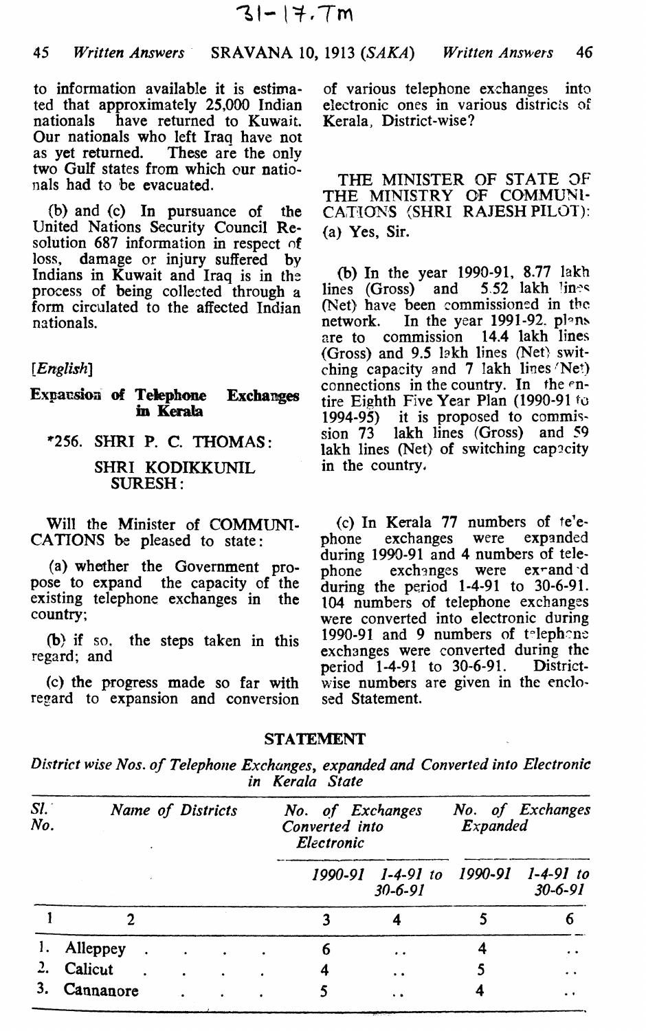31-17.7m

to information available it is estimated that approximately 25,000 Indian nationals have returned to Kuwait. Our nationals who left Iraq have not as yet returned. These are the only two Gulf states from which our nationals had to be evacuated.

(b) and (c) In pursuance of the United Nations Security Council Resolution 687 information in respect of loss, damage or injury suffered by Indians in Kuwait and Iraq is in the process of being collected through a form circulated to the affected Indian nationals.

*[English]*

## Expansion of Telephone Exchanges in Kerala

*256. SHRI P. C. THOMAS:
SHRI KODIKKUNIL SURESH:

Will the Minister of COMMUNICATIONS be pleased to state:

(a) whether the Government propose to expand the capacity of the existing telephone exchanges in the country;

(b) if so, the steps taken in this regard; and

(c) the progress made so far with regard to expansion and conversion of various telephone exchanges into electronic ones in various districts of Kerala, District-wise?

THE MINISTER OF STATE OF THE MINISTRY OF COMMUNICATIONS (SHRI RAJESH PILOT): (a) Yes, Sir.

(b) In the year 1990-91, 8.77 lakh lines (Gross) and 5.52 lakh lines (Net) have been commissioned in the network. In the year 1991-92, plans are to commission 14.4 lakh lines (Gross) and 9.5 lakh lines (Net) switching capacity and 7 lakh lines (Net) connections in the country. In the entire Eighth Five Year Plan (1990-91 to 1994-95) it is proposed to commission 73 lakh lines (Gross) and 59 lakh lines (Net) of switching capacity in the country.

(c) In Kerala 77 numbers of telephone exchanges were expanded during 1990-91 and 4 numbers of telephone exchanges were expanded during the period 1-4-91 to 30-6-91. 104 numbers of telephone exchanges were converted into electronic during 1990-91 and 9 numbers of telephone exchanges were converted during the period 1-4-91 to 30-6-91. District-wise numbers are given in the enclosed Statement.

### STATEMENT

*District wise Nos. of Telephone Exchanges, expanded and Converted into Electronic in Kerala State*

| Sl. No. | Name of Districts | No. of Exchanges Converted into Electronic | | No. of Exchanges Expanded | |
|---|---|---|---|---|---|
| | | 1990-91 | 1-4-91 to 30-6-91 | 1990-91 | 1-4-91 to 30-6-91 |
| 1 | 2 | 3 | 4 | 5 | 6 |
| 1. | Alleppey | 6 | .. | 4 | .. |
| 2. | Calicut | 4 | .. | 5 | .. |
| 3. | Cannanore | 5 | .. | 4 | .. |